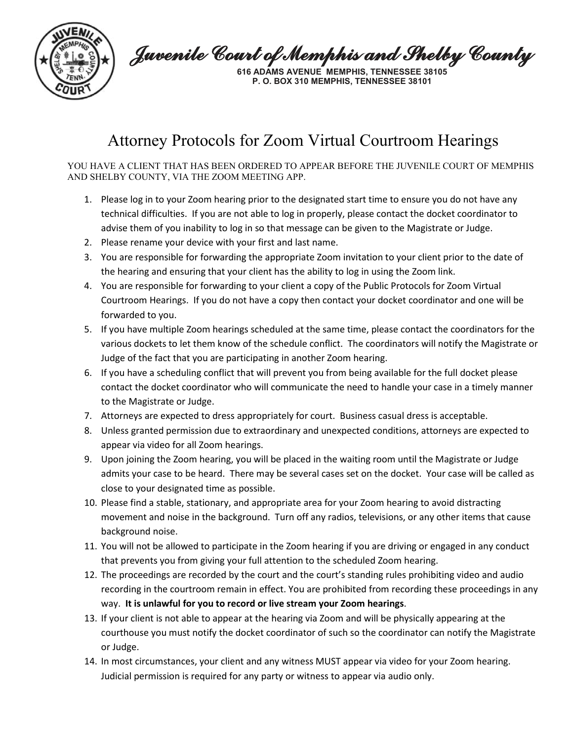# Juvenile Court of Memphis and Shelby County

616 ADAMS AVENUE MEMPHIS, TENNESSEE 38105
P. O. BOX 310 MEMPHIS, TENNESSEE 38101

## Attorney Protocols for Zoom Virtual Courtroom Hearings

YOU HAVE A CLIENT THAT HAS BEEN ORDERED TO APPEAR BEFORE THE JUVENILE COURT OF MEMPHIS AND SHELBY COUNTY, VIA THE ZOOM MEETING APP.

1. Please log in to your Zoom hearing prior to the designated start time to ensure you do not have any technical difficulties. If you are not able to log in properly, please contact the docket coordinator to advise them of you inability to log in so that message can be given to the Magistrate or Judge.
2. Please rename your device with your first and last name.
3. You are responsible for forwarding the appropriate Zoom invitation to your client prior to the date of the hearing and ensuring that your client has the ability to log in using the Zoom link.
4. You are responsible for forwarding to your client a copy of the Public Protocols for Zoom Virtual Courtroom Hearings. If you do not have a copy then contact your docket coordinator and one will be forwarded to you.
5. If you have multiple Zoom hearings scheduled at the same time, please contact the coordinators for the various dockets to let them know of the schedule conflict. The coordinators will notify the Magistrate or Judge of the fact that you are participating in another Zoom hearing.
6. If you have a scheduling conflict that will prevent you from being available for the full docket please contact the docket coordinator who will communicate the need to handle your case in a timely manner to the Magistrate or Judge.
7. Attorneys are expected to dress appropriately for court. Business casual dress is acceptable.
8. Unless granted permission due to extraordinary and unexpected conditions, attorneys are expected to appear via video for all Zoom hearings.
9. Upon joining the Zoom hearing, you will be placed in the waiting room until the Magistrate or Judge admits your case to be heard. There may be several cases set on the docket. Your case will be called as close to your designated time as possible.
10. Please find a stable, stationary, and appropriate area for your Zoom hearing to avoid distracting movement and noise in the background. Turn off any radios, televisions, or any other items that cause background noise.
11. You will not be allowed to participate in the Zoom hearing if you are driving or engaged in any conduct that prevents you from giving your full attention to the scheduled Zoom hearing.
12. The proceedings are recorded by the court and the court's standing rules prohibiting video and audio recording in the courtroom remain in effect. You are prohibited from recording these proceedings in any way. **It is unlawful for you to record or live stream your Zoom hearings**.
13. If your client is not able to appear at the hearing via Zoom and will be physically appearing at the courthouse you must notify the docket coordinator of such so the coordinator can notify the Magistrate or Judge.
14. In most circumstances, your client and any witness MUST appear via video for your Zoom hearing. Judicial permission is required for any party or witness to appear via audio only.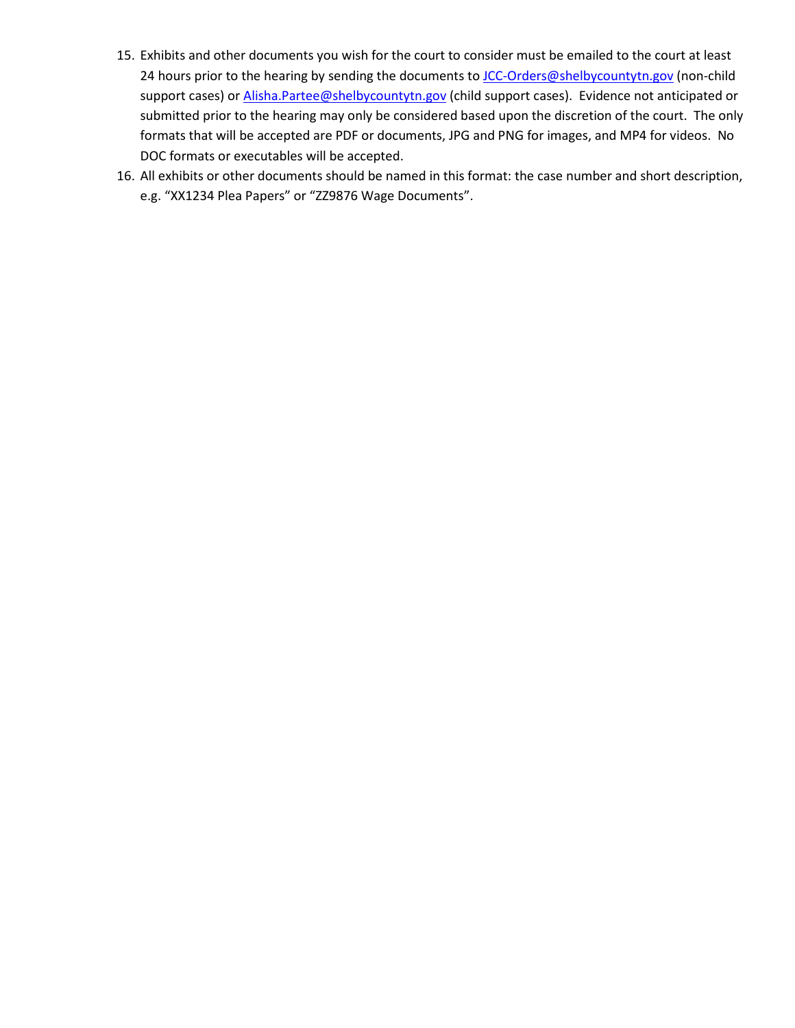15. Exhibits and other documents you wish for the court to consider must be emailed to the court at least 24 hours prior to the hearing by sending the documents to JCC-Orders@shelbycountytn.gov (non-child support cases) or Alisha.Partee@shelbycountytn.gov (child support cases). Evidence not anticipated or submitted prior to the hearing may only be considered based upon the discretion of the court. The only formats that will be accepted are PDF or documents, JPG and PNG for images, and MP4 for videos. No DOC formats or executables will be accepted.
16. All exhibits or other documents should be named in this format: the case number and short description, e.g. "XX1234 Plea Papers" or "ZZ9876 Wage Documents".